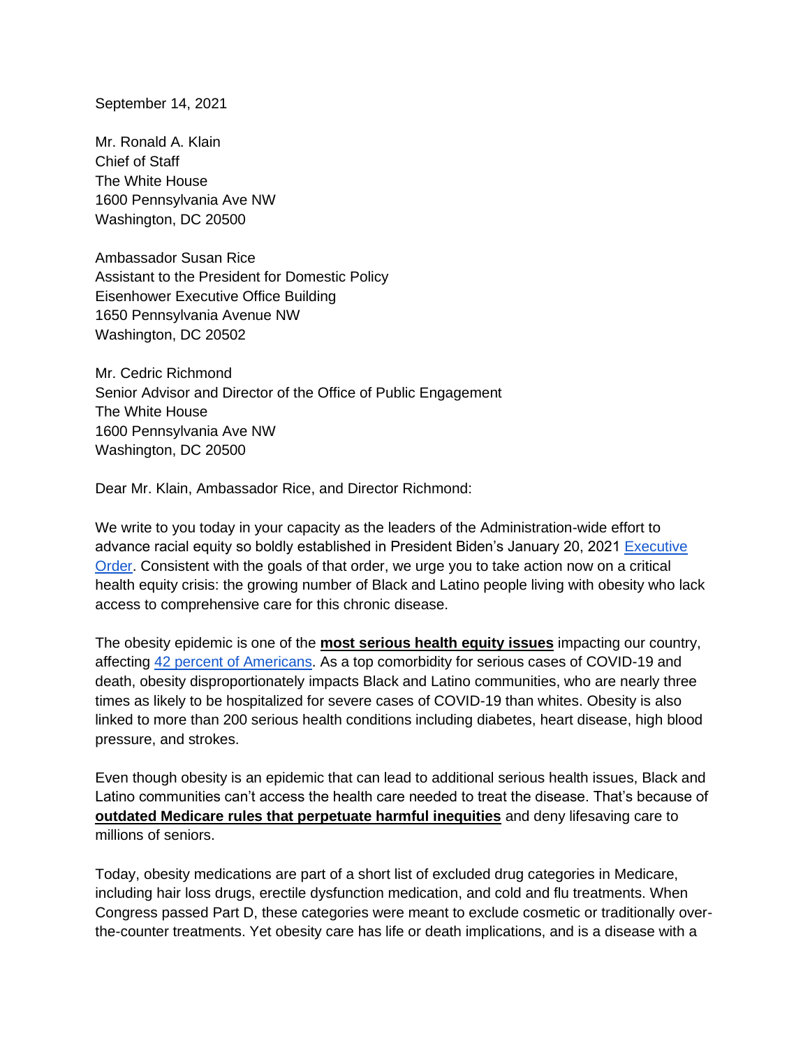September 14, 2021

Mr. Ronald A. Klain
Chief of Staff
The White House
1600 Pennsylvania Ave NW
Washington, DC 20500

Ambassador Susan Rice
Assistant to the President for Domestic Policy
Eisenhower Executive Office Building
1650 Pennsylvania Avenue NW
Washington, DC 20502

Mr. Cedric Richmond
Senior Advisor and Director of the Office of Public Engagement
The White House
1600 Pennsylvania Ave NW
Washington, DC 20500

Dear Mr. Klain, Ambassador Rice, and Director Richmond:

We write to you today in your capacity as the leaders of the Administration-wide effort to advance racial equity so boldly established in President Biden's January 20, 2021 Executive Order. Consistent with the goals of that order, we urge you to take action now on a critical health equity crisis: the growing number of Black and Latino people living with obesity who lack access to comprehensive care for this chronic disease.

The obesity epidemic is one of the **most serious health equity issues** impacting our country, affecting 42 percent of Americans. As a top comorbidity for serious cases of COVID-19 and death, obesity disproportionately impacts Black and Latino communities, who are nearly three times as likely to be hospitalized for severe cases of COVID-19 than whites. Obesity is also linked to more than 200 serious health conditions including diabetes, heart disease, high blood pressure, and strokes.

Even though obesity is an epidemic that can lead to additional serious health issues, Black and Latino communities can't access the health care needed to treat the disease. That's because of **outdated Medicare rules that perpetuate harmful inequities** and deny lifesaving care to millions of seniors.

Today, obesity medications are part of a short list of excluded drug categories in Medicare, including hair loss drugs, erectile dysfunction medication, and cold and flu treatments. When Congress passed Part D, these categories were meant to exclude cosmetic or traditionally over-the-counter treatments. Yet obesity care has life or death implications, and is a disease with a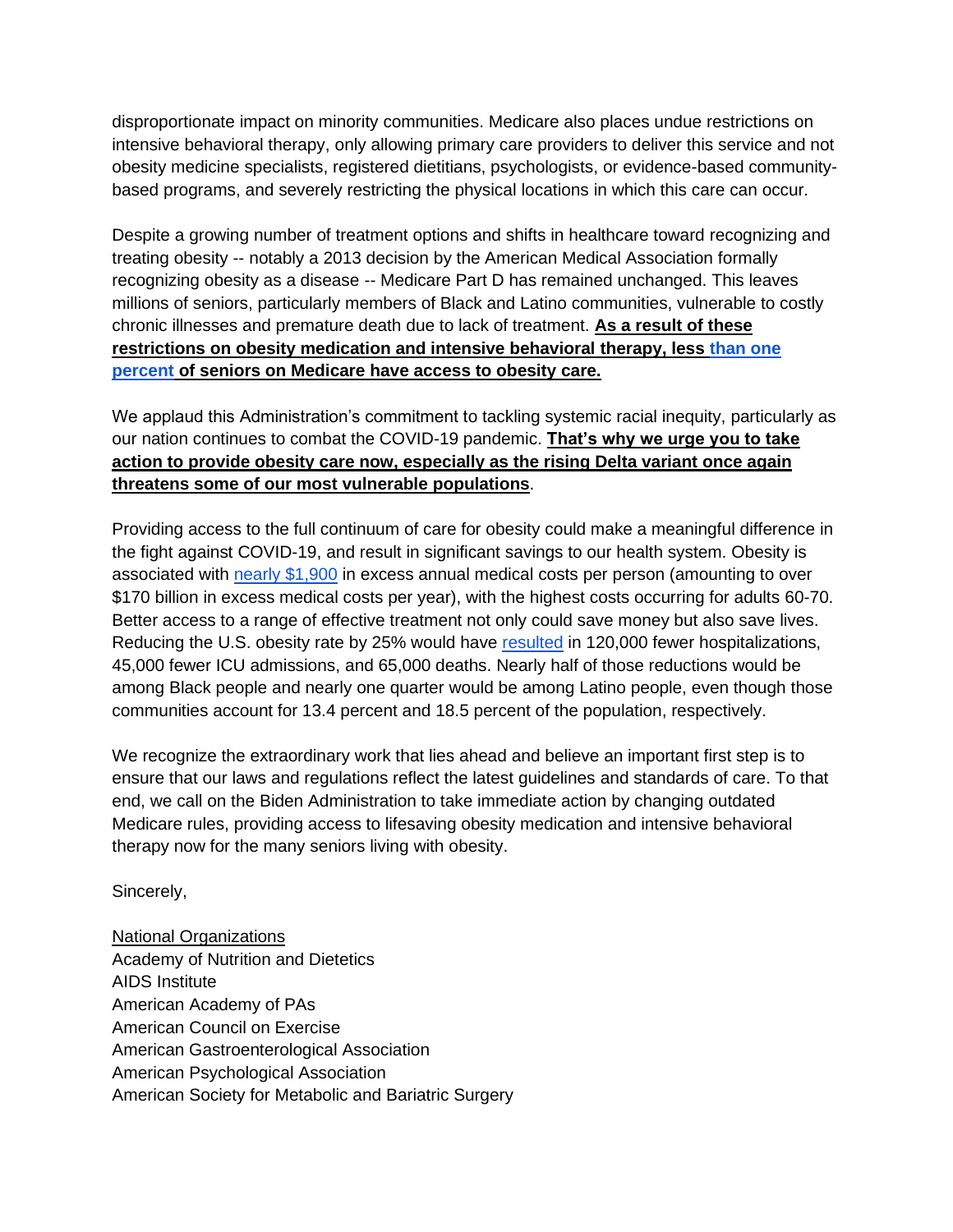disproportionate impact on minority communities. Medicare also places undue restrictions on intensive behavioral therapy, only allowing primary care providers to deliver this service and not obesity medicine specialists, registered dietitians, psychologists, or evidence-based community-based programs, and severely restricting the physical locations in which this care can occur.

Despite a growing number of treatment options and shifts in healthcare toward recognizing and treating obesity -- notably a 2013 decision by the American Medical Association formally recognizing obesity as a disease -- Medicare Part D has remained unchanged. This leaves millions of seniors, particularly members of Black and Latino communities, vulnerable to costly chronic illnesses and premature death due to lack of treatment. **As a result of these restrictions on obesity medication and intensive behavioral therapy, less than one percent of seniors on Medicare have access to obesity care.**

We applaud this Administration's commitment to tackling systemic racial inequity, particularly as our nation continues to combat the COVID-19 pandemic. **That's why we urge you to take action to provide obesity care now, especially as the rising Delta variant once again threatens some of our most vulnerable populations**.

Providing access to the full continuum of care for obesity could make a meaningful difference in the fight against COVID-19, and result in significant savings to our health system. Obesity is associated with nearly $1,900 in excess annual medical costs per person (amounting to over $170 billion in excess medical costs per year), with the highest costs occurring for adults 60-70. Better access to a range of effective treatment not only could save money but also save lives. Reducing the U.S. obesity rate by 25% would have resulted in 120,000 fewer hospitalizations, 45,000 fewer ICU admissions, and 65,000 deaths. Nearly half of those reductions would be among Black people and nearly one quarter would be among Latino people, even though those communities account for 13.4 percent and 18.5 percent of the population, respectively.

We recognize the extraordinary work that lies ahead and believe an important first step is to ensure that our laws and regulations reflect the latest guidelines and standards of care. To that end, we call on the Biden Administration to take immediate action by changing outdated Medicare rules, providing access to lifesaving obesity medication and intensive behavioral therapy now for the many seniors living with obesity.

Sincerely,

National Organizations
Academy of Nutrition and Dietetics
AIDS Institute
American Academy of PAs
American Council on Exercise
American Gastroenterological Association
American Psychological Association
American Society for Metabolic and Bariatric Surgery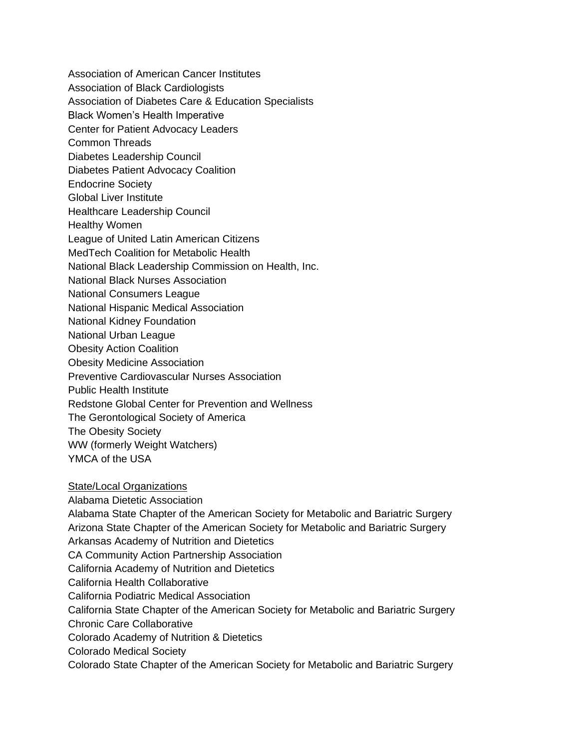Association of American Cancer Institutes
Association of Black Cardiologists
Association of Diabetes Care & Education Specialists
Black Women's Health Imperative
Center for Patient Advocacy Leaders
Common Threads
Diabetes Leadership Council
Diabetes Patient Advocacy Coalition
Endocrine Society
Global Liver Institute
Healthcare Leadership Council
Healthy Women
League of United Latin American Citizens
MedTech Coalition for Metabolic Health
National Black Leadership Commission on Health, Inc.
National Black Nurses Association
National Consumers League
National Hispanic Medical Association
National Kidney Foundation
National Urban League
Obesity Action Coalition
Obesity Medicine Association
Preventive Cardiovascular Nurses Association
Public Health Institute
Redstone Global Center for Prevention and Wellness
The Gerontological Society of America
The Obesity Society
WW (formerly Weight Watchers)
YMCA of the USA

<u>State/Local Organizations</u>
Alabama Dietetic Association
Alabama State Chapter of the American Society for Metabolic and Bariatric Surgery
Arizona State Chapter of the American Society for Metabolic and Bariatric Surgery
Arkansas Academy of Nutrition and Dietetics
CA Community Action Partnership Association
California Academy of Nutrition and Dietetics
California Health Collaborative
California Podiatric Medical Association
California State Chapter of the American Society for Metabolic and Bariatric Surgery
Chronic Care Collaborative
Colorado Academy of Nutrition & Dietetics
Colorado Medical Society
Colorado State Chapter of the American Society for Metabolic and Bariatric Surgery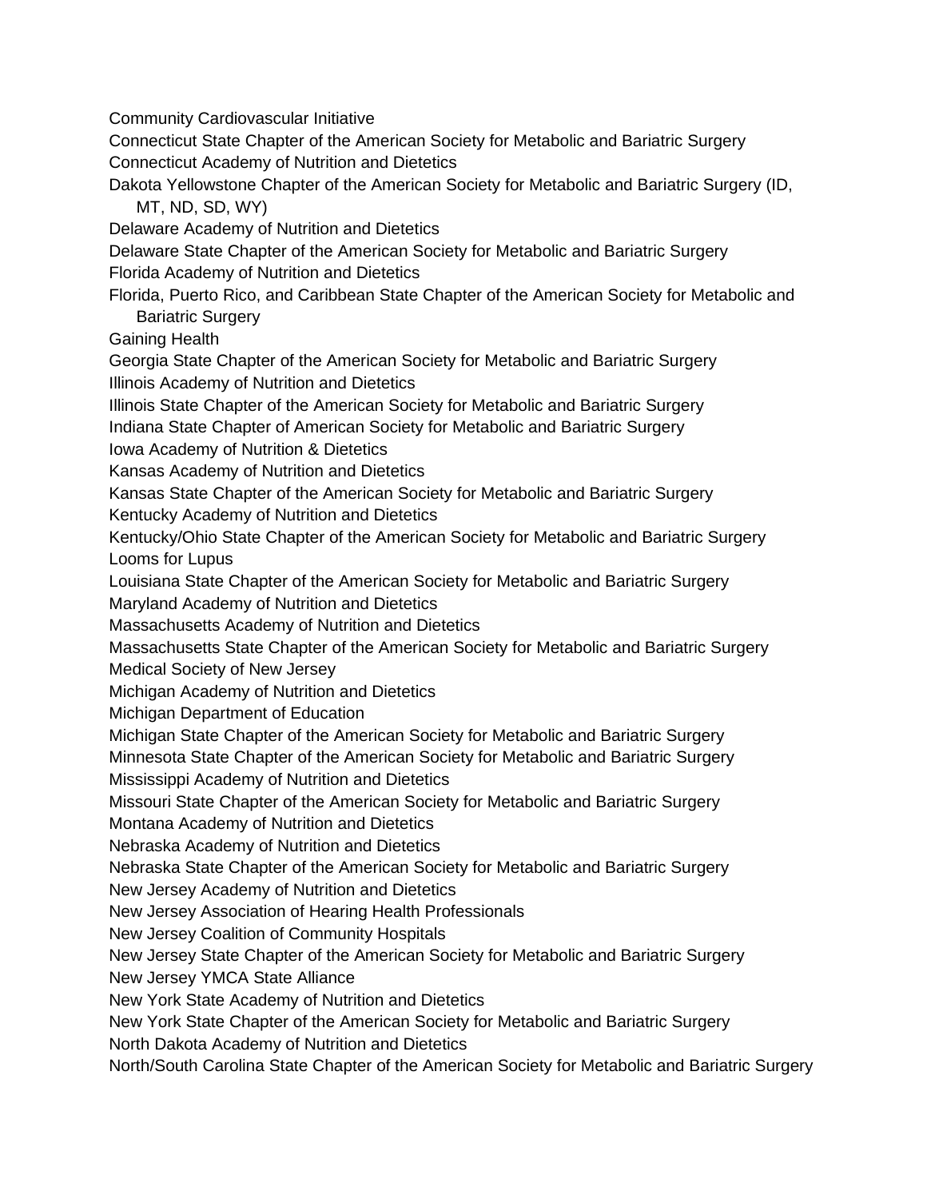Community Cardiovascular Initiative
Connecticut State Chapter of the American Society for Metabolic and Bariatric Surgery
Connecticut Academy of Nutrition and Dietetics
Dakota Yellowstone Chapter of the American Society for Metabolic and Bariatric Surgery (ID, MT, ND, SD, WY)
Delaware Academy of Nutrition and Dietetics
Delaware State Chapter of the American Society for Metabolic and Bariatric Surgery
Florida Academy of Nutrition and Dietetics
Florida, Puerto Rico, and Caribbean State Chapter of the American Society for Metabolic and Bariatric Surgery
Gaining Health
Georgia State Chapter of the American Society for Metabolic and Bariatric Surgery
Illinois Academy of Nutrition and Dietetics
Illinois State Chapter of the American Society for Metabolic and Bariatric Surgery
Indiana State Chapter of American Society for Metabolic and Bariatric Surgery
Iowa Academy of Nutrition & Dietetics
Kansas Academy of Nutrition and Dietetics
Kansas State Chapter of the American Society for Metabolic and Bariatric Surgery
Kentucky Academy of Nutrition and Dietetics
Kentucky/Ohio State Chapter of the American Society for Metabolic and Bariatric Surgery
Looms for Lupus
Louisiana State Chapter of the American Society for Metabolic and Bariatric Surgery
Maryland Academy of Nutrition and Dietetics
Massachusetts Academy of Nutrition and Dietetics
Massachusetts State Chapter of the American Society for Metabolic and Bariatric Surgery
Medical Society of New Jersey
Michigan Academy of Nutrition and Dietetics
Michigan Department of Education
Michigan State Chapter of the American Society for Metabolic and Bariatric Surgery
Minnesota State Chapter of the American Society for Metabolic and Bariatric Surgery
Mississippi Academy of Nutrition and Dietetics
Missouri State Chapter of the American Society for Metabolic and Bariatric Surgery
Montana Academy of Nutrition and Dietetics
Nebraska Academy of Nutrition and Dietetics
Nebraska State Chapter of the American Society for Metabolic and Bariatric Surgery
New Jersey Academy of Nutrition and Dietetics
New Jersey Association of Hearing Health Professionals
New Jersey Coalition of Community Hospitals
New Jersey State Chapter of the American Society for Metabolic and Bariatric Surgery
New Jersey YMCA State Alliance
New York State Academy of Nutrition and Dietetics
New York State Chapter of the American Society for Metabolic and Bariatric Surgery
North Dakota Academy of Nutrition and Dietetics
North/South Carolina State Chapter of the American Society for Metabolic and Bariatric Surgery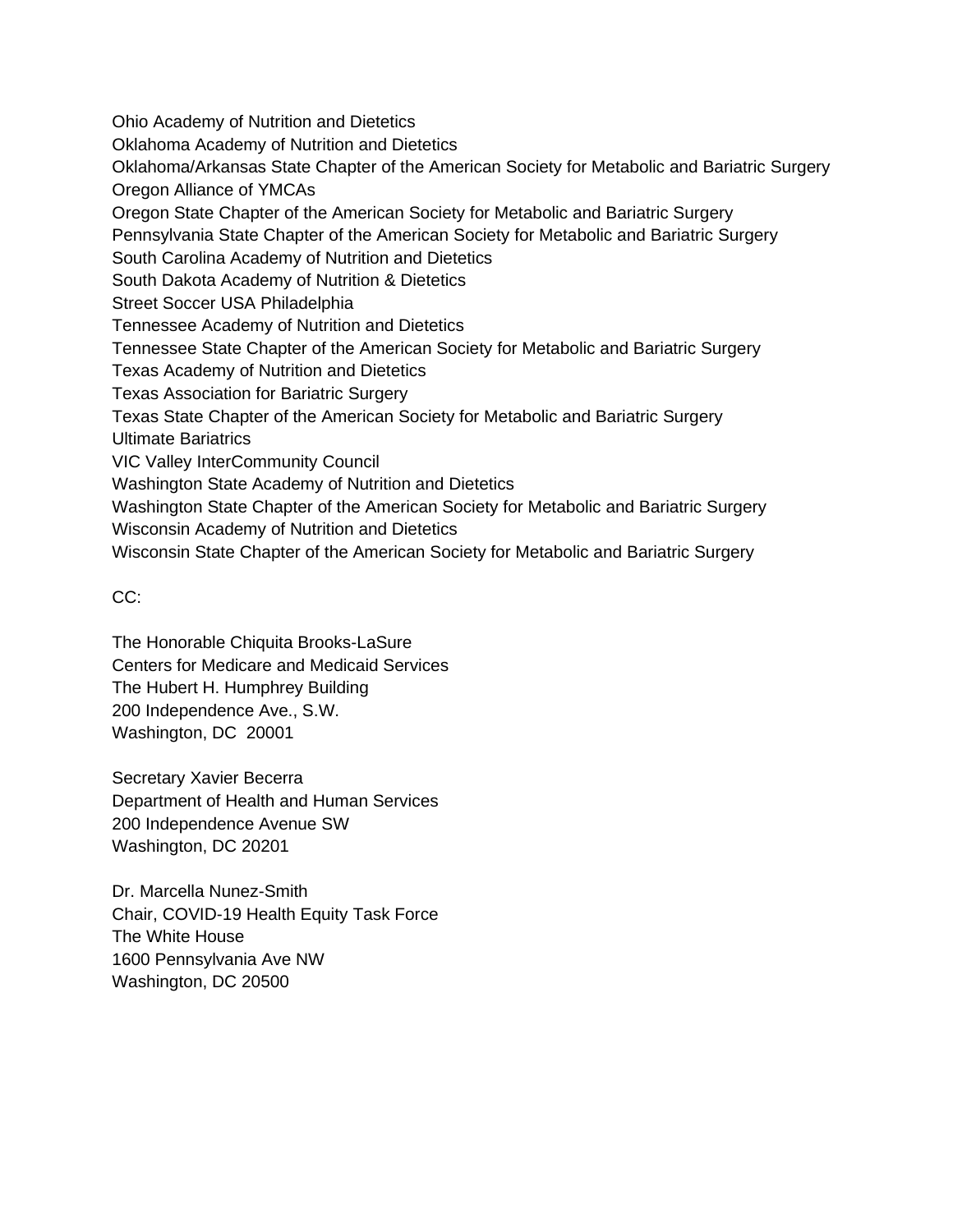Ohio Academy of Nutrition and Dietetics
Oklahoma Academy of Nutrition and Dietetics
Oklahoma/Arkansas State Chapter of the American Society for Metabolic and Bariatric Surgery
Oregon Alliance of YMCAs
Oregon State Chapter of the American Society for Metabolic and Bariatric Surgery
Pennsylvania State Chapter of the American Society for Metabolic and Bariatric Surgery
South Carolina Academy of Nutrition and Dietetics
South Dakota Academy of Nutrition & Dietetics
Street Soccer USA Philadelphia
Tennessee Academy of Nutrition and Dietetics
Tennessee State Chapter of the American Society for Metabolic and Bariatric Surgery
Texas Academy of Nutrition and Dietetics
Texas Association for Bariatric Surgery
Texas State Chapter of the American Society for Metabolic and Bariatric Surgery
Ultimate Bariatrics
VIC Valley InterCommunity Council
Washington State Academy of Nutrition and Dietetics
Washington State Chapter of the American Society for Metabolic and Bariatric Surgery
Wisconsin Academy of Nutrition and Dietetics
Wisconsin State Chapter of the American Society for Metabolic and Bariatric Surgery

CC:

The Honorable Chiquita Brooks-LaSure
Centers for Medicare and Medicaid Services
The Hubert H. Humphrey Building
200 Independence Ave., S.W.
Washington, DC 20001

Secretary Xavier Becerra
Department of Health and Human Services
200 Independence Avenue SW
Washington, DC 20201

Dr. Marcella Nunez-Smith
Chair, COVID-19 Health Equity Task Force
The White House
1600 Pennsylvania Ave NW
Washington, DC 20500